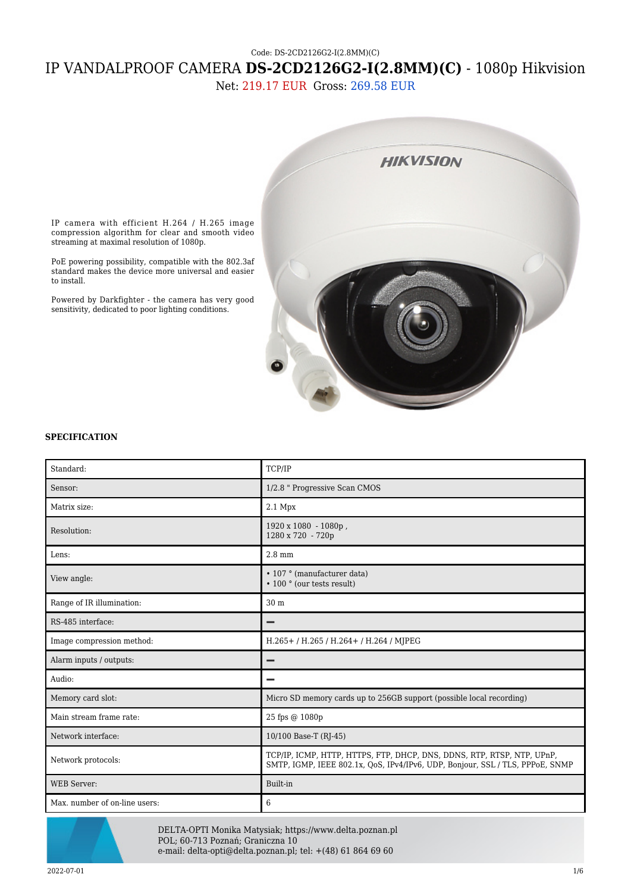Code: DS-2CD2126G2-I(2.8MM)(C)

# IP VANDALPROOF CAMERA **DS-2CD2126G2-I(2.8MM)(C)** - 1080p Hikvision

Net: 219.17 EUR Gross: 269.58 EUR

IP camera with efficient H.264 / H.265 image compression algorithm for clear and smooth video streaming at maximal resolution of 1080p.

PoE powering possibility, compatible with the 802.3af standard makes the device more universal and easier to install.

Powered by Darkfighter - the camera has very good sensitivity, dedicated to poor lighting conditions.

**SPECIFICATION**

| | |
|---|---|
| Standard: | TCP/IP |
| Sensor: | 1/2.8 " Progressive Scan CMOS |
| Matrix size: | 2.1 Mpx |
| Resolution: | 1920 x 1080 - 1080p ,<br>1280 x 720 - 720p |
| Lens: | 2.8 mm |
| View angle: | • 107 ° (manufacturer data)<br>• 100 ° (our tests result) |
| Range of IR illumination: | 30 m |
| RS-485 interface: | – |
| Image compression method: | H.265+ / H.265 / H.264+ / H.264 / MJPEG |
| Alarm inputs / outputs: | – |
| Audio: | – |
| Memory card slot: | Micro SD memory cards up to 256GB support (possible local recording) |
| Main stream frame rate: | 25 fps @ 1080p |
| Network interface: | 10/100 Base-T (RJ-45) |
| Network protocols: | TCP/IP, ICMP, HTTP, HTTPS, FTP, DHCP, DNS, DDNS, RTP, RTSP, NTP, UPnP, SMTP, IGMP, IEEE 802.1x, QoS, IPv4/IPv6, UDP, Bonjour, SSL / TLS, PPPoE, SNMP |
| WEB Server: | Built-in |
| Max. number of on-line users: | 6 |

DELTA-OPTI Monika Matysiak; https://www.delta.poznan.pl
POL; 60-713 Poznań; Graniczna 10
e-mail: delta-opti@delta.poznan.pl; tel: +(48) 61 864 69 60

2022-07-01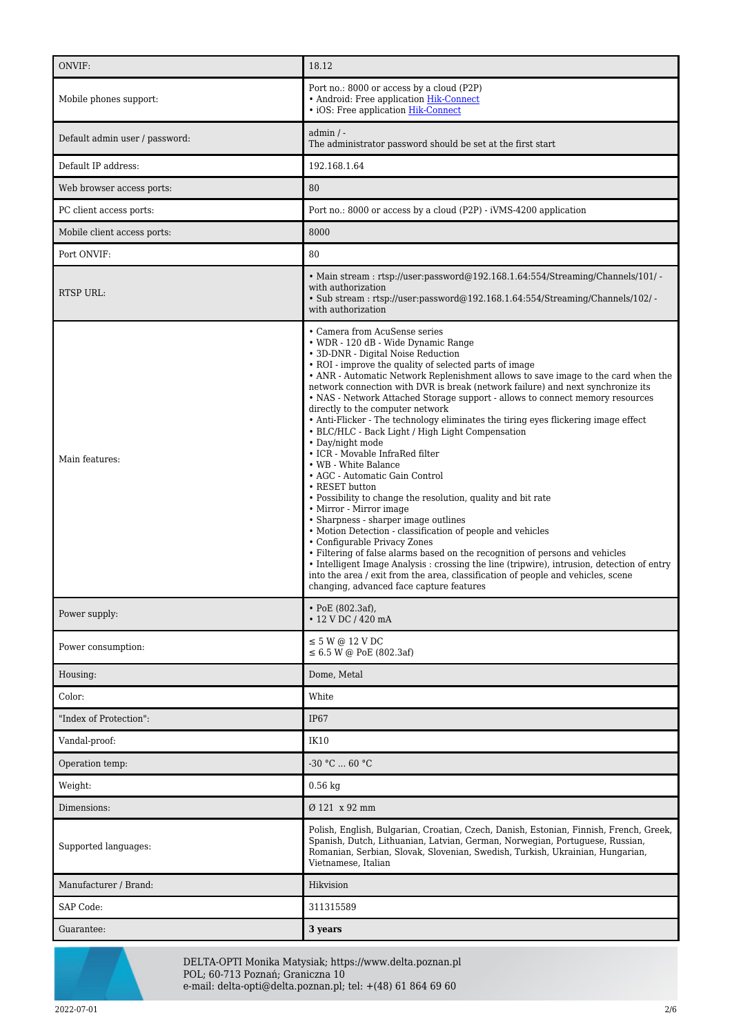| | |
|---|---|
| ONVIF: | 18.12 |
| Mobile phones support: | Port no.: 8000 or access by a cloud (P2P)<br>• Android: Free application Hik-Connect<br>• iOS: Free application Hik-Connect |
| Default admin user / password: | admin / -<br>The administrator password should be set at the first start |
| Default IP address: | 192.168.1.64 |
| Web browser access ports: | 80 |
| PC client access ports: | Port no.: 8000 or access by a cloud (P2P) - iVMS-4200 application |
| Mobile client access ports: | 8000 |
| Port ONVIF: | 80 |
| RTSP URL: | • Main stream : rtsp://user:password@192.168.1.64:554/Streaming/Channels/101/ - with authorization<br>• Sub stream : rtsp://user:password@192.168.1.64:554/Streaming/Channels/102/ - with authorization |
| Main features: | • Camera from AcuSense series<br>• WDR - 120 dB - Wide Dynamic Range<br>• 3D-DNR - Digital Noise Reduction<br>• ROI - improve the quality of selected parts of image<br>• ANR - Automatic Network Replenishment allows to save image to the card when the network connection with DVR is break (network failure) and next synchronize its<br>• NAS - Network Attached Storage support - allows to connect memory resources directly to the computer network<br>• Anti-Flicker - The technology eliminates the tiring eyes flickering image effect<br>• BLC/HLC - Back Light / High Light Compensation<br>• Day/night mode<br>• ICR - Movable InfraRed filter<br>• WB - White Balance<br>• AGC - Automatic Gain Control<br>• RESET button<br>• Possibility to change the resolution, quality and bit rate<br>• Mirror - Mirror image<br>• Sharpness - sharper image outlines<br>• Motion Detection - classification of people and vehicles<br>• Configurable Privacy Zones<br>• Filtering of false alarms based on the recognition of persons and vehicles<br>• Intelligent Image Analysis : crossing the line (tripwire), intrusion, detection of entry into the area / exit from the area, classification of people and vehicles, scene changing, advanced face capture features |
| Power supply: | • PoE (802.3af),<br>• 12 V DC / 420 mA |
| Power consumption: | ≤ 5 W @ 12 V DC<br>≤ 6.5 W @ PoE (802.3af) |
| Housing: | Dome, Metal |
| Color: | White |
| "Index of Protection": | IP67 |
| Vandal-proof: | IK10 |
| Operation temp: | -30 °C ... 60 °C |
| Weight: | 0.56 kg |
| Dimensions: | Ø 121 x 92 mm |
| Supported languages: | Polish, English, Bulgarian, Croatian, Czech, Danish, Estonian, Finnish, French, Greek, Spanish, Dutch, Lithuanian, Latvian, German, Norwegian, Portuguese, Russian, Romanian, Serbian, Slovak, Slovenian, Swedish, Turkish, Ukrainian, Hungarian, Vietnamese, Italian |
| Manufacturer / Brand: | Hikvision |
| SAP Code: | 311315589 |
| Guarantee: | **3 years** |

DELTA-OPTI Monika Matysiak; https://www.delta.poznan.pl
POL; 60-713 Poznań; Graniczna 10
e-mail: delta-opti@delta.poznan.pl; tel: +(48) 61 864 69 60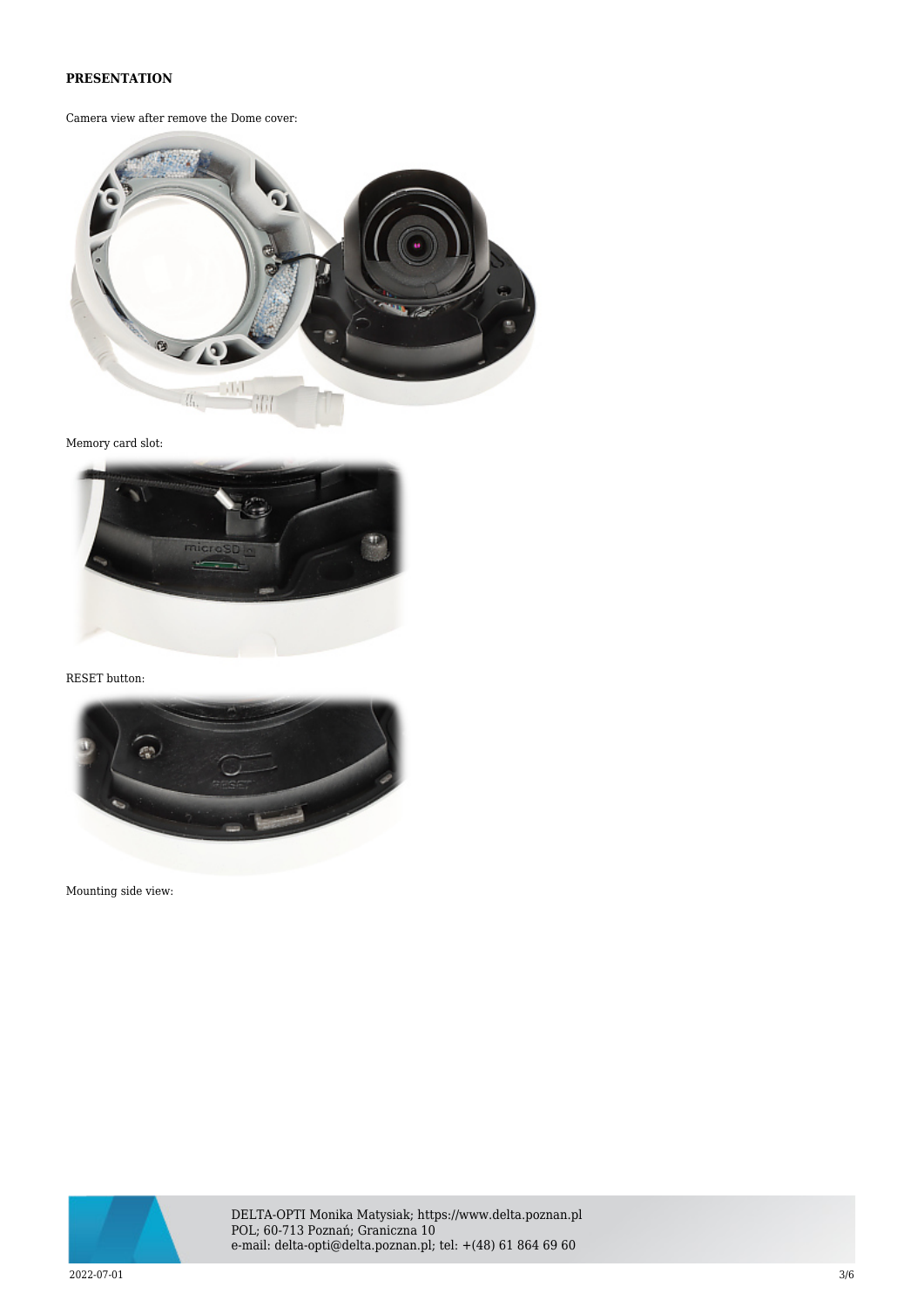**PRESENTATION**

Camera view after remove the Dome cover:

Memory card slot:

RESET button:

Mounting side view: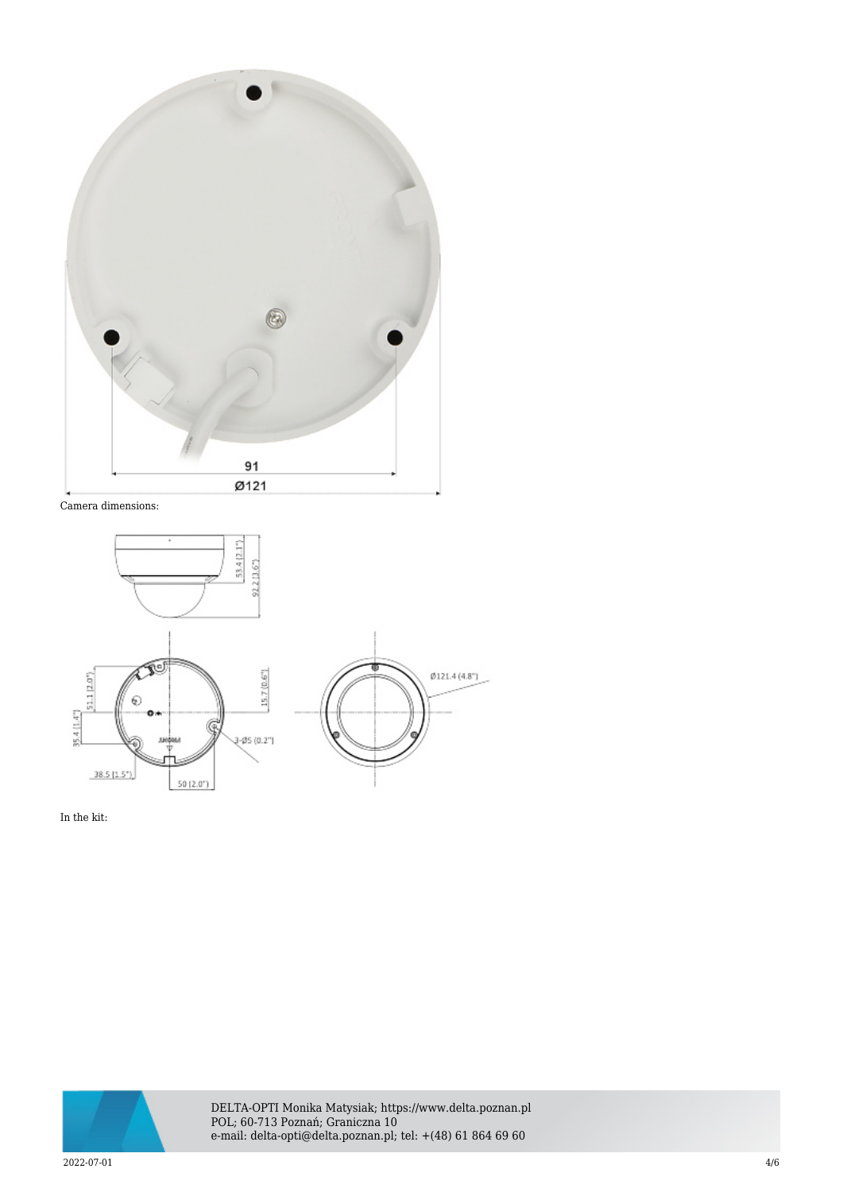Camera dimensions:

In the kit: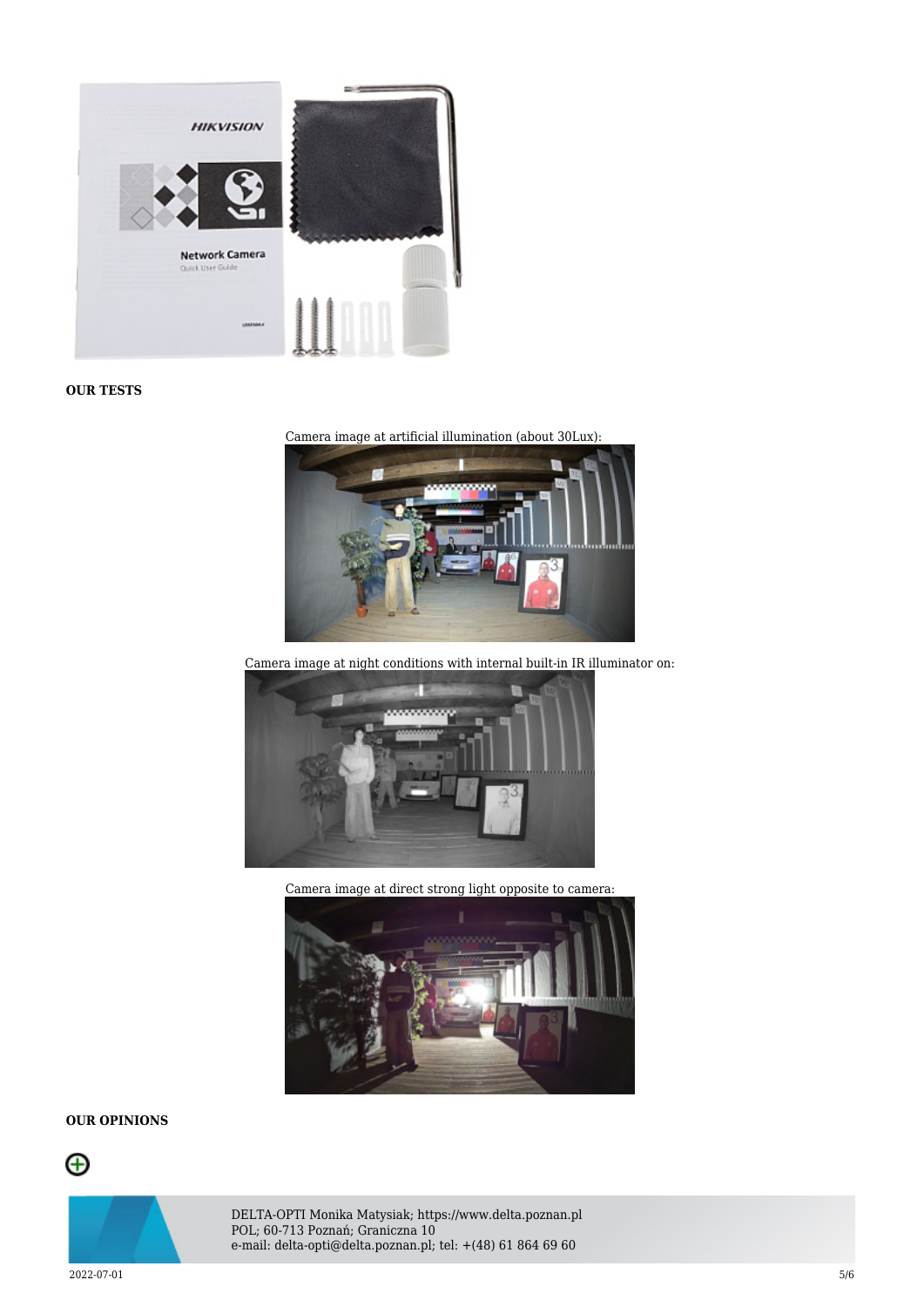**OUR TESTS**

Camera image at artificial illumination (about 30Lux):

Camera image at night conditions with internal built-in IR illuminator on:

Camera image at direct strong light opposite to camera:

**OUR OPINIONS**

⊕

DELTA-OPTI Monika Matysiak; https://www.delta.poznan.pl
POL; 60-713 Poznań; Graniczna 10
e-mail: delta-opti@delta.poznan.pl; tel: +(48) 61 864 69 60

2022-07-01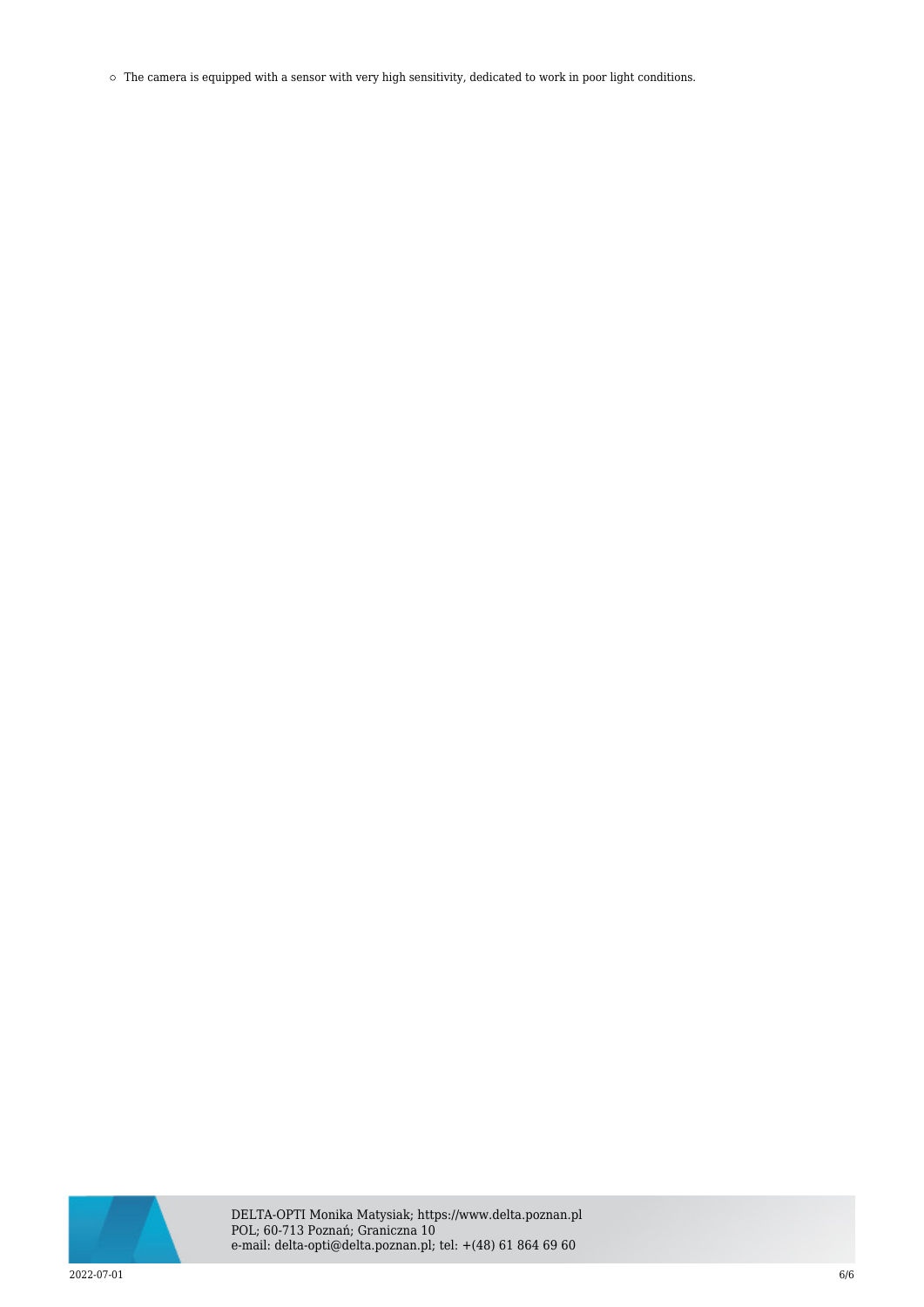- The camera is equipped with a sensor with very high sensitivity, dedicated to work in poor light conditions.